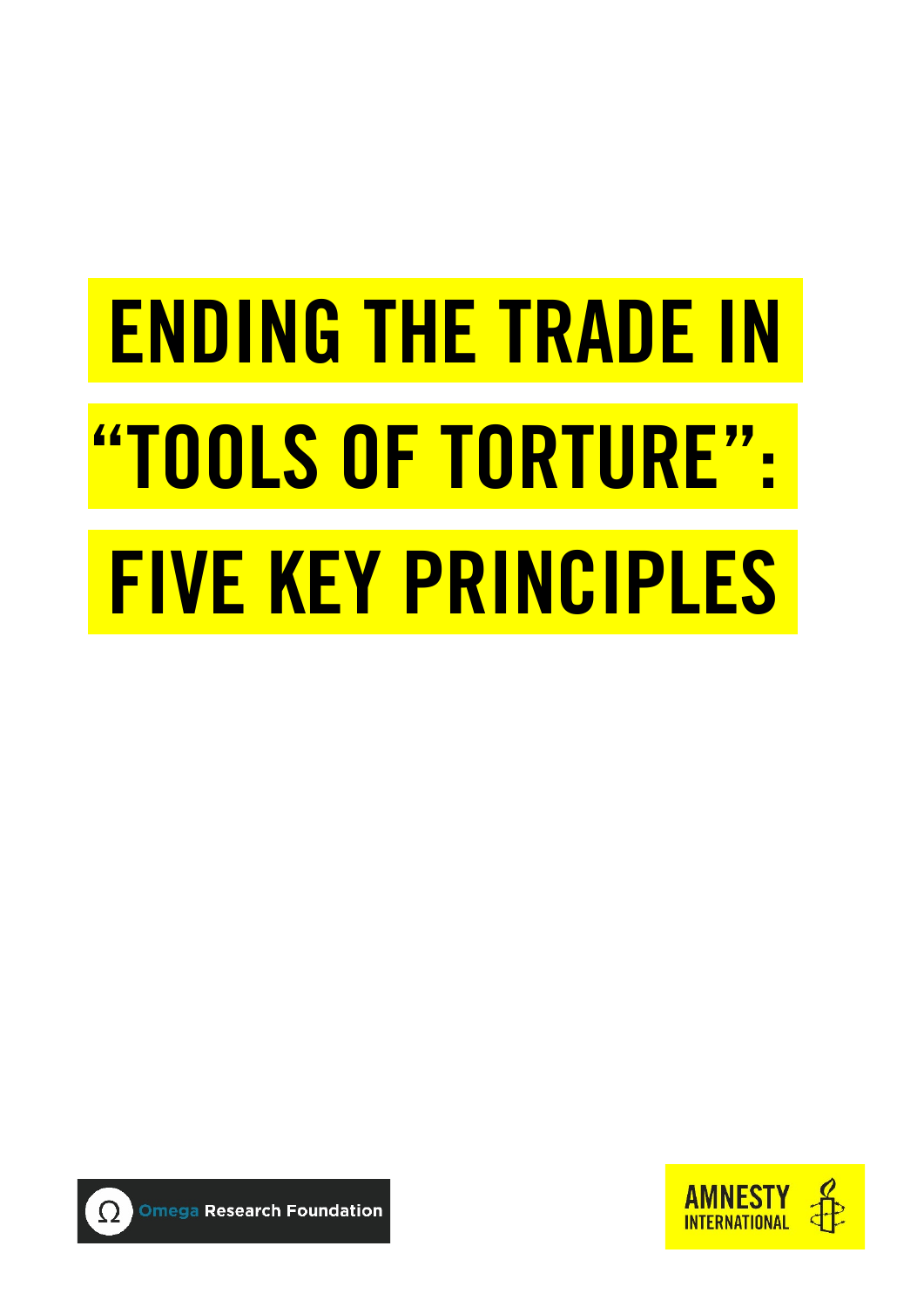# ENDING THE TRADE IN "TOOLS OF TORTURE": FIVE KEY PRINCIPLES

Omega Research Foundation

AMNESTY INTERNATIONAL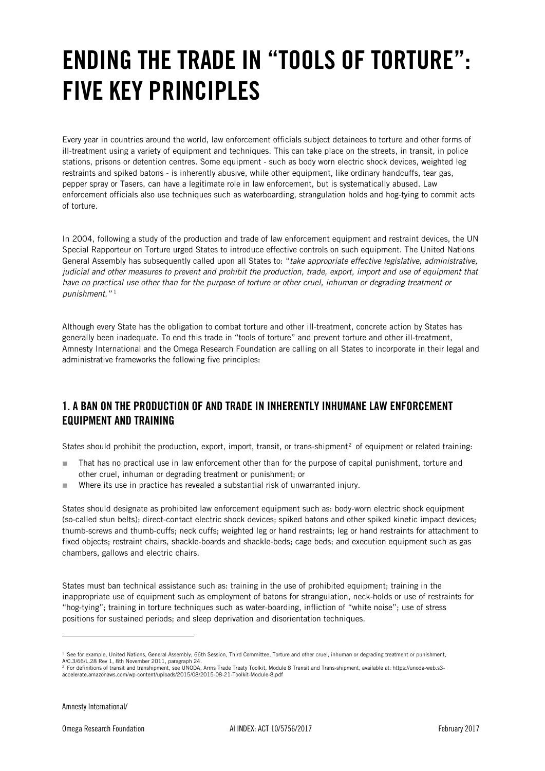# ENDING THE TRADE IN "TOOLS OF TORTURE": FIVE KEY PRINCIPLES

Every year in countries around the world, law enforcement officials subject detainees to torture and other forms of ill-treatment using a variety of equipment and techniques. This can take place on the streets, in transit, in police stations, prisons or detention centres. Some equipment - such as body worn electric shock devices, weighted leg restraints and spiked batons - is inherently abusive, while other equipment, like ordinary handcuffs, tear gas, pepper spray or Tasers, can have a legitimate role in law enforcement, but is systematically abused. Law enforcement officials also use techniques such as waterboarding, strangulation holds and hog-tying to commit acts of torture.

In 2004, following a study of the production and trade of law enforcement equipment and restraint devices, the UN Special Rapporteur on Torture urged States to introduce effective controls on such equipment. The United Nations General Assembly has subsequently called upon all States to: "*take appropriate effective legislative, administrative, judicial and other measures to prevent and prohibit the production, trade, export, import and use of equipment that have no practical use other than for the purpose of torture or other cruel, inhuman or degrading treatment or punishment.*"[1]

Although every State has the obligation to combat torture and other ill-treatment, concrete action by States has generally been inadequate. To end this trade in "tools of torture" and prevent torture and other ill-treatment, Amnesty International and the Omega Research Foundation are calling on all States to incorporate in their legal and administrative frameworks the following five principles:

## 1. A BAN ON THE PRODUCTION OF AND TRADE IN INHERENTLY INHUMANE LAW ENFORCEMENT EQUIPMENT AND TRAINING

States should prohibit the production, export, import, transit, or trans-shipment[2] of equipment or related training:

- That has no practical use in law enforcement other than for the purpose of capital punishment, torture and other cruel, inhuman or degrading treatment or punishment; or
- Where its use in practice has revealed a substantial risk of unwarranted injury.

States should designate as prohibited law enforcement equipment such as: body-worn electric shock equipment (so-called stun belts); direct-contact electric shock devices; spiked batons and other spiked kinetic impact devices; thumb-screws and thumb-cuffs; neck cuffs; weighted leg or hand restraints; leg or hand restraints for attachment to fixed objects; restraint chairs, shackle-boards and shackle-beds; cage beds; and execution equipment such as gas chambers, gallows and electric chairs.

States must ban technical assistance such as: training in the use of prohibited equipment; training in the inappropriate use of equipment such as employment of batons for strangulation, neck-holds or use of restraints for "hog-tying"; training in torture techniques such as water-boarding, infliction of "white noise"; use of stress positions for sustained periods; and sleep deprivation and disorientation techniques.

---

[1] See for example, United Nations, General Assembly, 66th Session, Third Committee, Torture and other cruel, inhuman or degrading treatment or punishment, A/C.3/66/L.28 Rev 1, 8th November 2011, paragraph 24.

[2] For definitions of transit and transhipment, see UNODA, Arms Trade Treaty Toolkit, Module 8 Transit and Trans-shipment, available at: https://unoda-web.s3-accelerate.amazonaws.com/wp-content/uploads/2015/08/2015-08-21-Toolkit-Module-8.pdf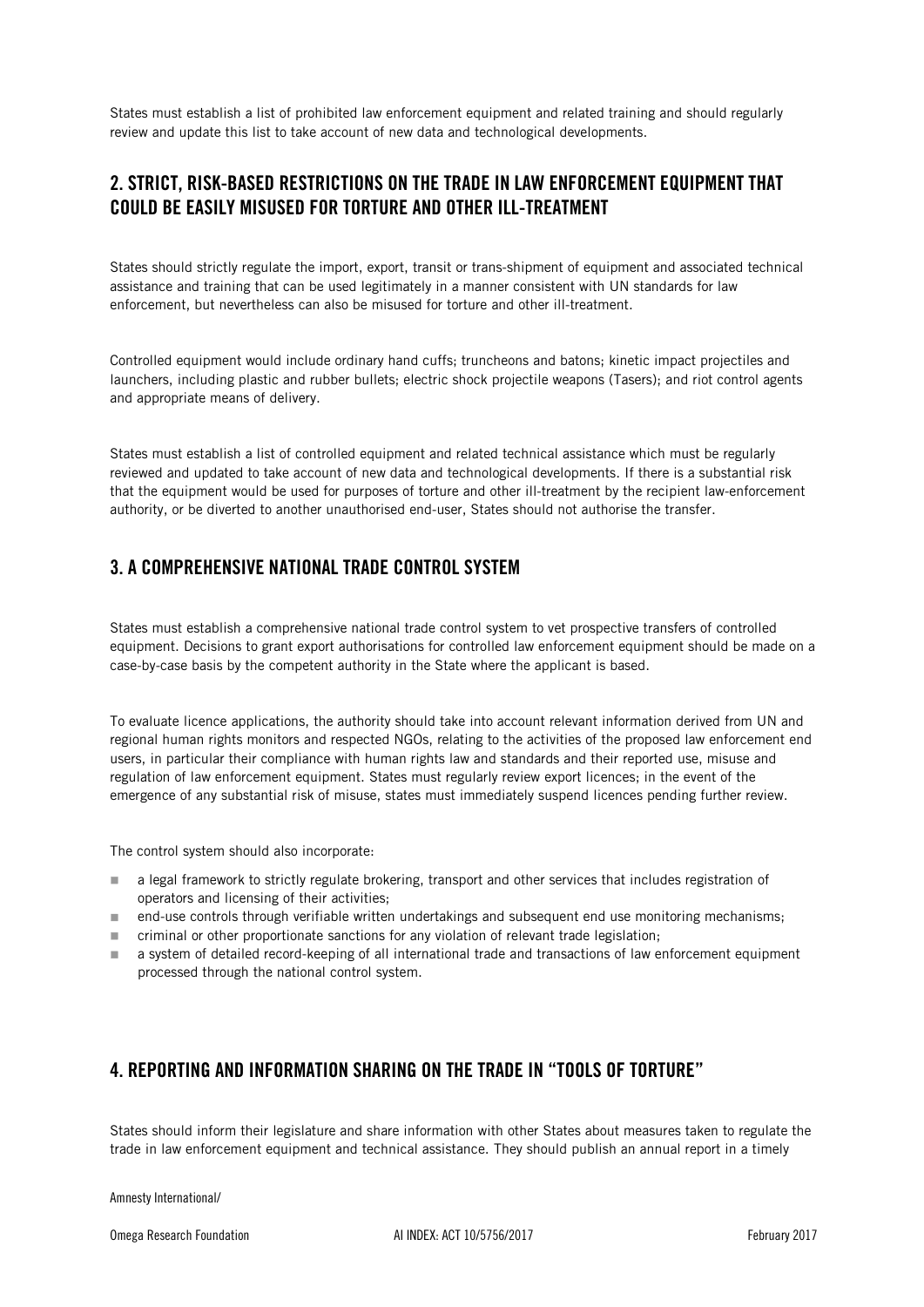States must establish a list of prohibited law enforcement equipment and related training and should regularly review and update this list to take account of new data and technological developments.

## 2. STRICT, RISK-BASED RESTRICTIONS ON THE TRADE IN LAW ENFORCEMENT EQUIPMENT THAT COULD BE EASILY MISUSED FOR TORTURE AND OTHER ILL-TREATMENT

States should strictly regulate the import, export, transit or trans-shipment of equipment and associated technical assistance and training that can be used legitimately in a manner consistent with UN standards for law enforcement, but nevertheless can also be misused for torture and other ill-treatment.

Controlled equipment would include ordinary hand cuffs; truncheons and batons; kinetic impact projectiles and launchers, including plastic and rubber bullets; electric shock projectile weapons (Tasers); and riot control agents and appropriate means of delivery.

States must establish a list of controlled equipment and related technical assistance which must be regularly reviewed and updated to take account of new data and technological developments. If there is a substantial risk that the equipment would be used for purposes of torture and other ill-treatment by the recipient law-enforcement authority, or be diverted to another unauthorised end-user, States should not authorise the transfer.

## 3. A COMPREHENSIVE NATIONAL TRADE CONTROL SYSTEM

States must establish a comprehensive national trade control system to vet prospective transfers of controlled equipment. Decisions to grant export authorisations for controlled law enforcement equipment should be made on a case-by-case basis by the competent authority in the State where the applicant is based.

To evaluate licence applications, the authority should take into account relevant information derived from UN and regional human rights monitors and respected NGOs, relating to the activities of the proposed law enforcement end users, in particular their compliance with human rights law and standards and their reported use, misuse and regulation of law enforcement equipment. States must regularly review export licences; in the event of the emergence of any substantial risk of misuse, states must immediately suspend licences pending further review.

The control system should also incorporate:

- a legal framework to strictly regulate brokering, transport and other services that includes registration of operators and licensing of their activities;
- end-use controls through verifiable written undertakings and subsequent end use monitoring mechanisms;
- criminal or other proportionate sanctions for any violation of relevant trade legislation;
- a system of detailed record-keeping of all international trade and transactions of law enforcement equipment processed through the national control system.

## 4. REPORTING AND INFORMATION SHARING ON THE TRADE IN "TOOLS OF TORTURE"

States should inform their legislature and share information with other States about measures taken to regulate the trade in law enforcement equipment and technical assistance. They should publish an annual report in a timely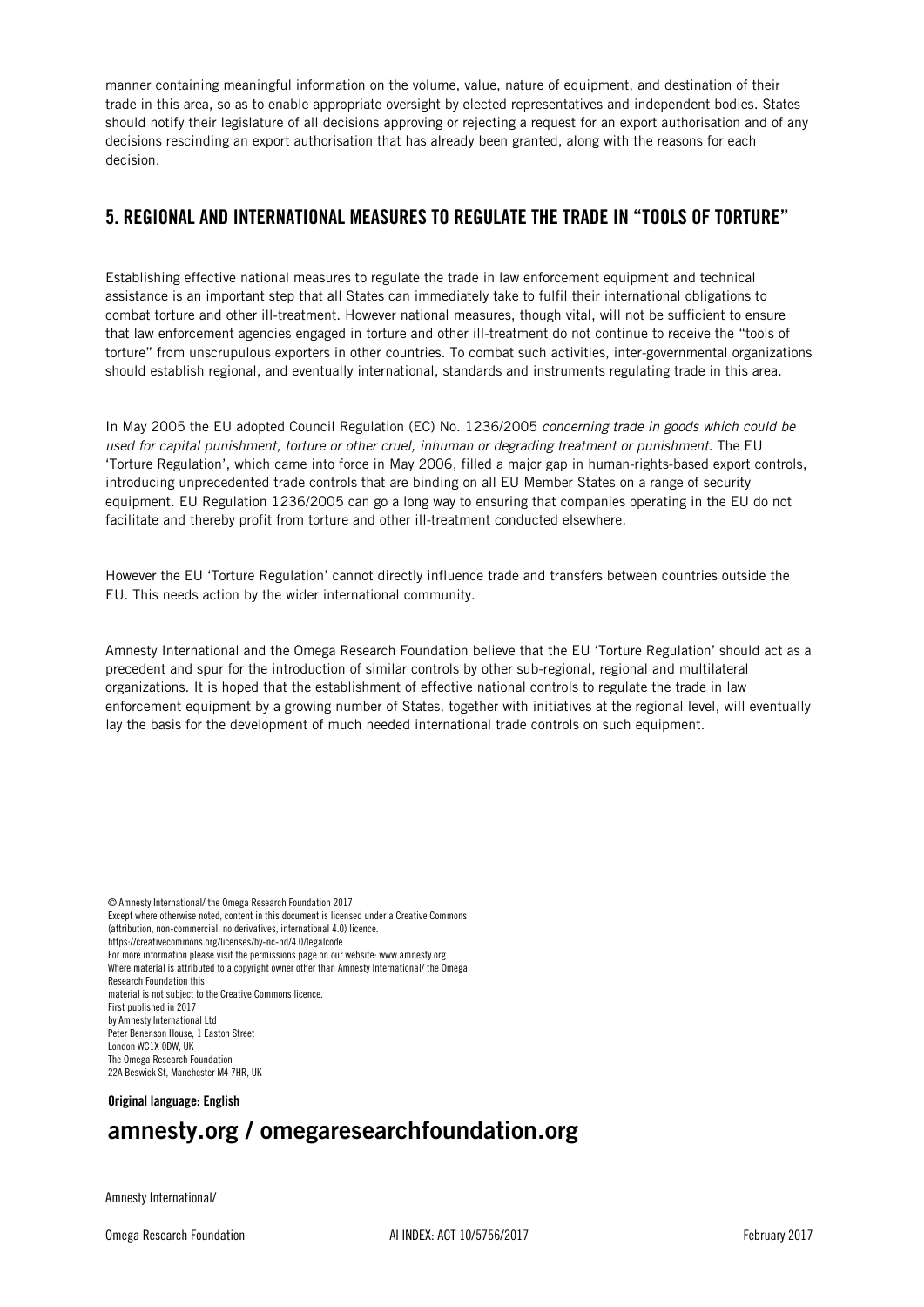manner containing meaningful information on the volume, value, nature of equipment, and destination of their trade in this area, so as to enable appropriate oversight by elected representatives and independent bodies. States should notify their legislature of all decisions approving or rejecting a request for an export authorisation and of any decisions rescinding an export authorisation that has already been granted, along with the reasons for each decision.

## 5. REGIONAL AND INTERNATIONAL MEASURES TO REGULATE THE TRADE IN "TOOLS OF TORTURE"

Establishing effective national measures to regulate the trade in law enforcement equipment and technical assistance is an important step that all States can immediately take to fulfil their international obligations to combat torture and other ill-treatment. However national measures, though vital, will not be sufficient to ensure that law enforcement agencies engaged in torture and other ill-treatment do not continue to receive the "tools of torture" from unscrupulous exporters in other countries. To combat such activities, inter-governmental organizations should establish regional, and eventually international, standards and instruments regulating trade in this area.

In May 2005 the EU adopted Council Regulation (EC) No. 1236/2005 *concerning trade in goods which could be used for capital punishment, torture or other cruel, inhuman or degrading treatment or punishment.* The EU 'Torture Regulation', which came into force in May 2006, filled a major gap in human-rights-based export controls, introducing unprecedented trade controls that are binding on all EU Member States on a range of security equipment. EU Regulation 1236/2005 can go a long way to ensuring that companies operating in the EU do not facilitate and thereby profit from torture and other ill-treatment conducted elsewhere.

However the EU 'Torture Regulation' cannot directly influence trade and transfers between countries outside the EU. This needs action by the wider international community.

Amnesty International and the Omega Research Foundation believe that the EU 'Torture Regulation' should act as a precedent and spur for the introduction of similar controls by other sub-regional, regional and multilateral organizations. It is hoped that the establishment of effective national controls to regulate the trade in law enforcement equipment by a growing number of States, together with initiatives at the regional level, will eventually lay the basis for the development of much needed international trade controls on such equipment.

© Amnesty International/ the Omega Research Foundation 2017
Except where otherwise noted, content in this document is licensed under a Creative Commons (attribution, non-commercial, no derivatives, international 4.0) licence.
https://creativecommons.org/licenses/by-nc-nd/4.0/legalcode
For more information please visit the permissions page on our website: www.amnesty.org
Where material is attributed to a copyright owner other than Amnesty International/ the Omega Research Foundation this material is not subject to the Creative Commons licence.
First published in 2017
by Amnesty International Ltd
Peter Benenson House, 1 Easton Street
London WC1X 0DW, UK
The Omega Research Foundation
22A Beswick St, Manchester M4 7HR, UK

**Original language: English**

## amnesty.org / omegaresearchfoundation.org

Amnesty International/
Omega Research Foundation

AI INDEX: ACT 10/5756/2017

February 2017